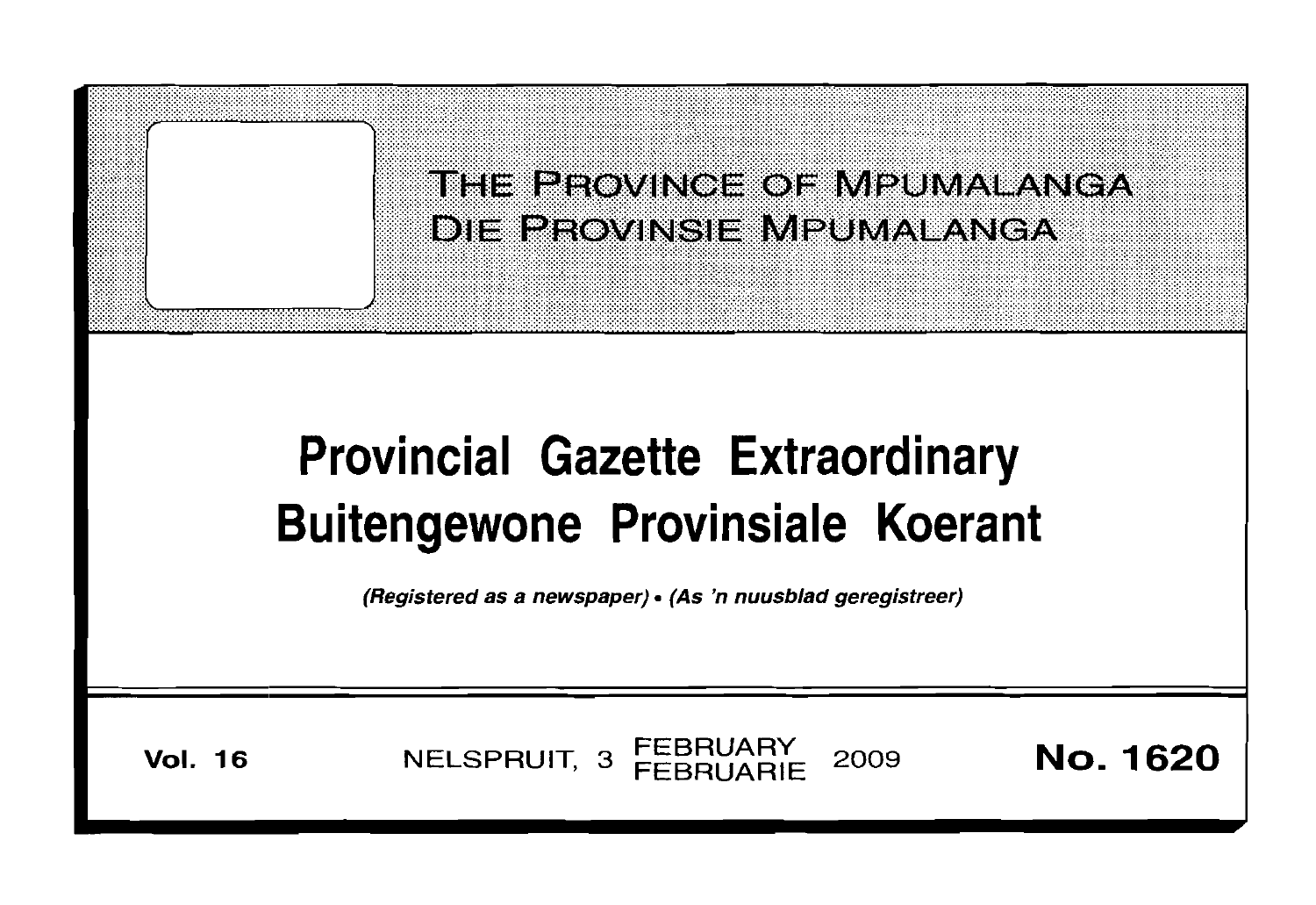THE PROVINCE OF MPUMALANGA
DIE PROVINSIE MPUMALANGA

# Provincial Gazette Extraordinary
# Buitengewone Provinsiale Koerant

*(Registered as a newspaper)* • *(As 'n nuusblad geregistreer)*

**Vol. 16** NELSPRUIT, 3 FEBRUARY FEBRUARIE 2009 **No. 1620**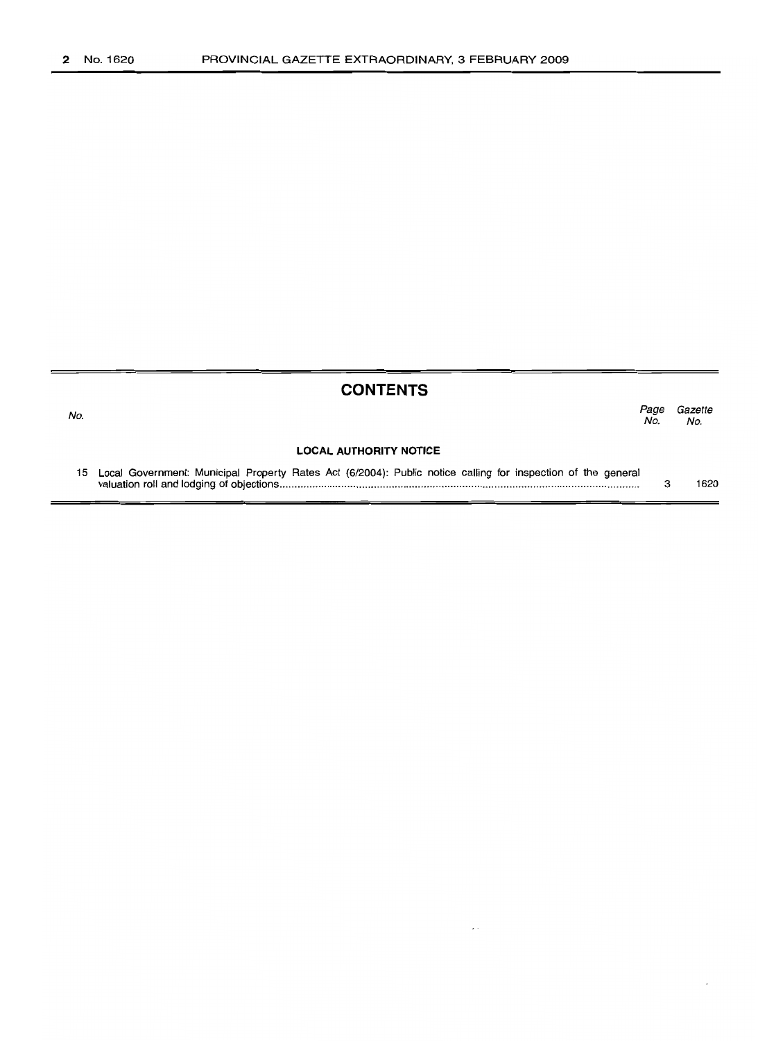## CONTENTS

| No. | | Page No. | Gazette No. |
|---|---|---|---|
| | **LOCAL AUTHORITY NOTICE** | | |
| 15 | Local Government: Municipal Property Rates Act (6/2004): Public notice calling for inspection of the general valuation roll and lodging of objections | 3 | 1620 |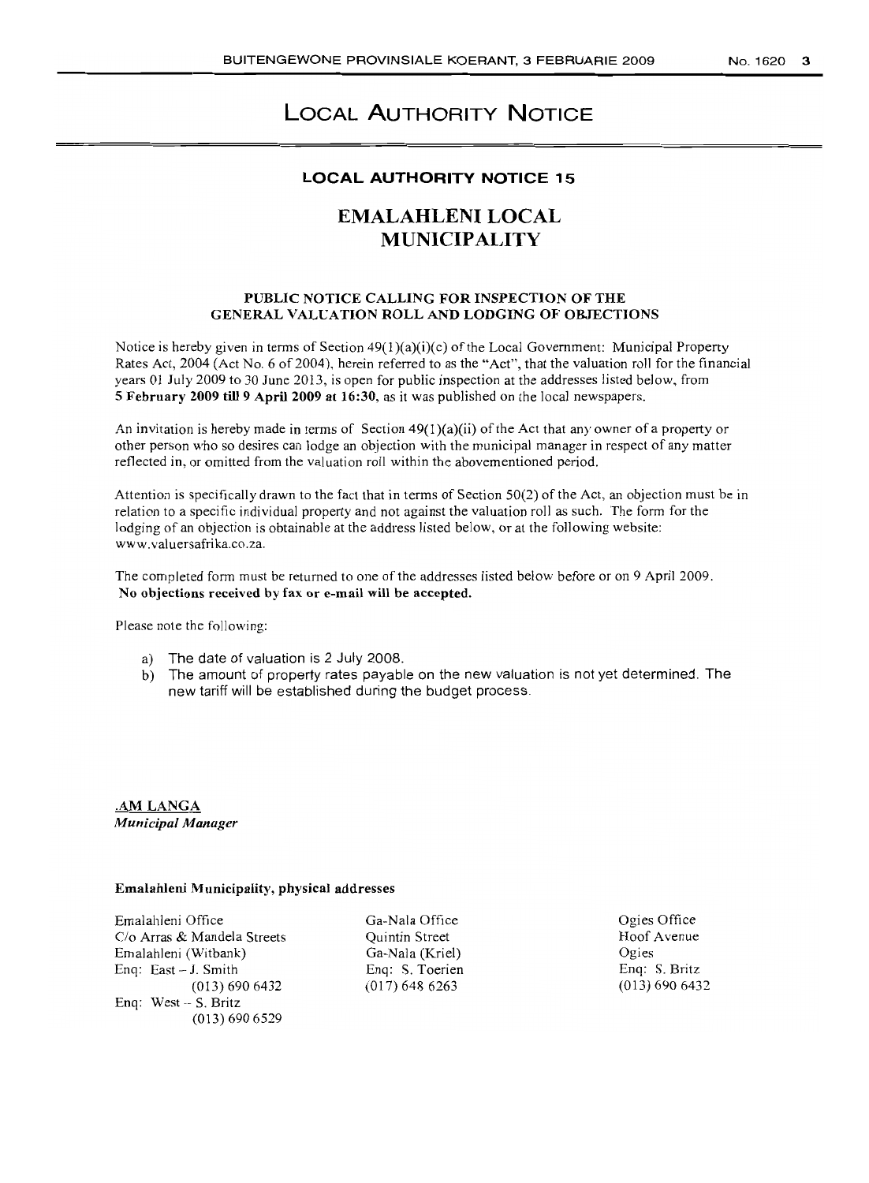# LOCAL AUTHORITY NOTICE

## LOCAL AUTHORITY NOTICE 15

## EMALAHLENI LOCAL MUNICIPALITY

### PUBLIC NOTICE CALLING FOR INSPECTION OF THE GENERAL VALUATION ROLL AND LODGING OF OBJECTIONS

Notice is hereby given in terms of Section 49(1)(a)(i)(c) of the Local Government: Municipal Property Rates Act, 2004 (Act No. 6 of 2004), herein referred to as the "Act", that the valuation roll for the financial years 01 July 2009 to 30 June 2013, is open for public inspection at the addresses listed below, from **5 February 2009 till 9 April 2009 at 16:30**, as it was published on the local newspapers.

An invitation is hereby made in terms of Section 49(1)(a)(ii) of the Act that any owner of a property or other person who so desires can lodge an objection with the municipal manager in respect of any matter reflected in, or omitted from the valuation roll within the abovementioned period.

Attention is specifically drawn to the fact that in terms of Section 50(2) of the Act, an objection must be in relation to a specific individual property and not against the valuation roll as such. The form for the lodging of an objection is obtainable at the address listed below, or at the following website: www.valuersafrika.co.za.

The completed form must be returned to one of the addresses listed below before or on 9 April 2009. **No objections received by fax or e-mail will be accepted.**

Please note the following:

a) The date of valuation is 2 July 2008.
b) The amount of property rates payable on the new valuation is not yet determined. The new tariff will be established during the budget process.

**AM LANGA**
*Municipal Manager*

**Emalahleni Municipality, physical addresses**

Emalahleni Office
C/o Arras & Mandela Streets
Emalahleni (Witbank)
Enq: East – J. Smith
(013) 690 6432
Enq: West – S. Britz
(013) 690 6529

Ga-Nala Office
Quintin Street
Ga-Nala (Kriel)
Enq: S. Toerien
(017) 648 6263

Ogies Office
Hoof Avenue
Ogies
Enq: S. Britz
(013) 690 6432